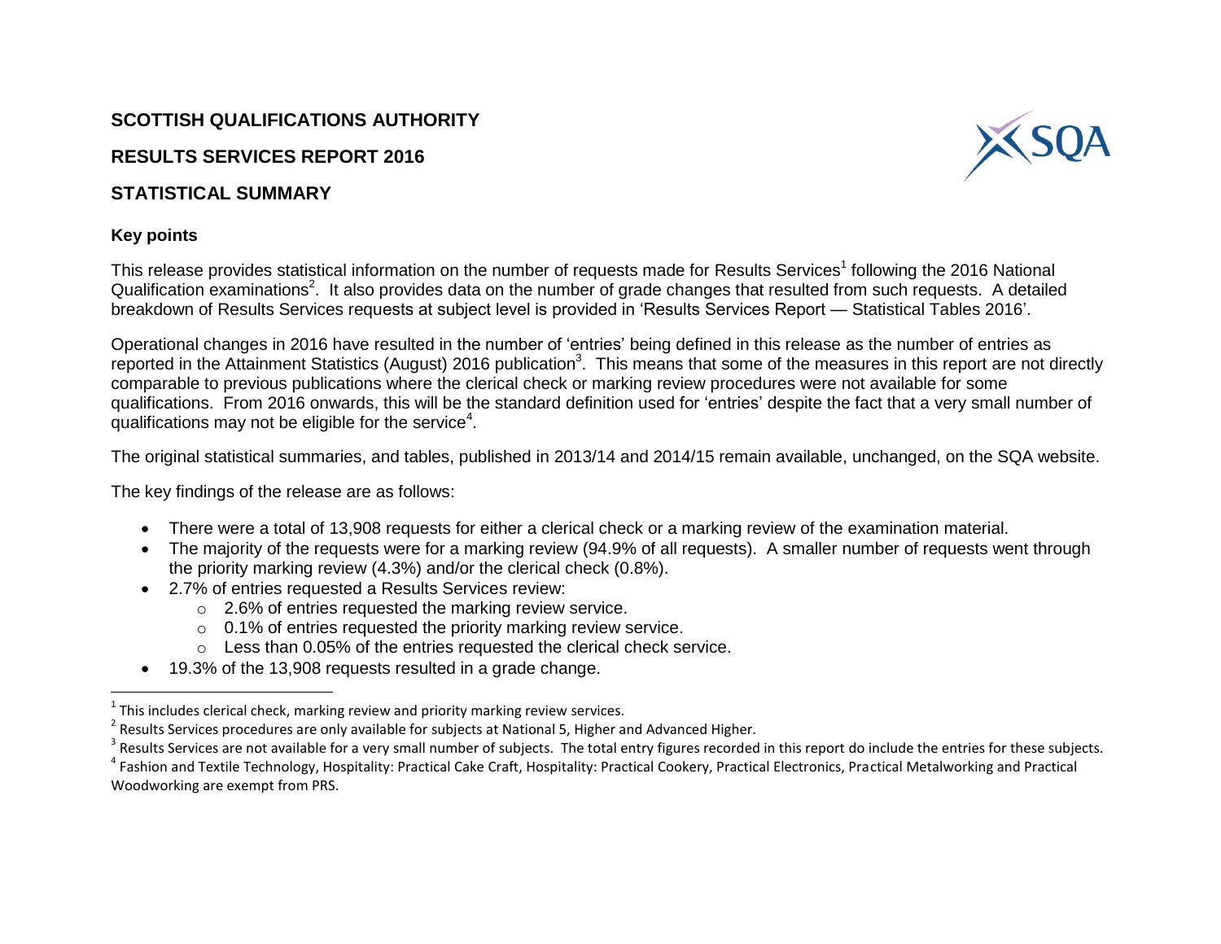# SCOTTISH QUALIFICATIONS AUTHORITY

## RESULTS SERVICES REPORT 2016

## STATISTICAL SUMMARY

### Key points

This release provides statistical information on the number of requests made for Results Services[1] following the 2016 National Qualification examinations[2]. It also provides data on the number of grade changes that resulted from such requests. A detailed breakdown of Results Services requests at subject level is provided in 'Results Services Report — Statistical Tables 2016'.

Operational changes in 2016 have resulted in the number of 'entries' being defined in this release as the number of entries as reported in the Attainment Statistics (August) 2016 publication[3]. This means that some of the measures in this report are not directly comparable to previous publications where the clerical check or marking review procedures were not available for some qualifications. From 2016 onwards, this will be the standard definition used for 'entries' despite the fact that a very small number of qualifications may not be eligible for the service[4].

The original statistical summaries, and tables, published in 2013/14 and 2014/15 remain available, unchanged, on the SQA website.

The key findings of the release are as follows:

- There were a total of 13,908 requests for either a clerical check or a marking review of the examination material.
- The majority of the requests were for a marking review (94.9% of all requests). A smaller number of requests went through the priority marking review (4.3%) and/or the clerical check (0.8%).
- 2.7% of entries requested a Results Services review:
  - 2.6% of entries requested the marking review service.
  - 0.1% of entries requested the priority marking review service.
  - Less than 0.05% of the entries requested the clerical check service.
- 19.3% of the 13,908 requests resulted in a grade change.

---

[1] This includes clerical check, marking review and priority marking review services.

[2] Results Services procedures are only available for subjects at National 5, Higher and Advanced Higher.

[3] Results Services are not available for a very small number of subjects. The total entry figures recorded in this report do include the entries for these subjects.

[4] Fashion and Textile Technology, Hospitality: Practical Cake Craft, Hospitality: Practical Cookery, Practical Electronics, Practical Metalworking and Practical Woodworking are exempt from PRS.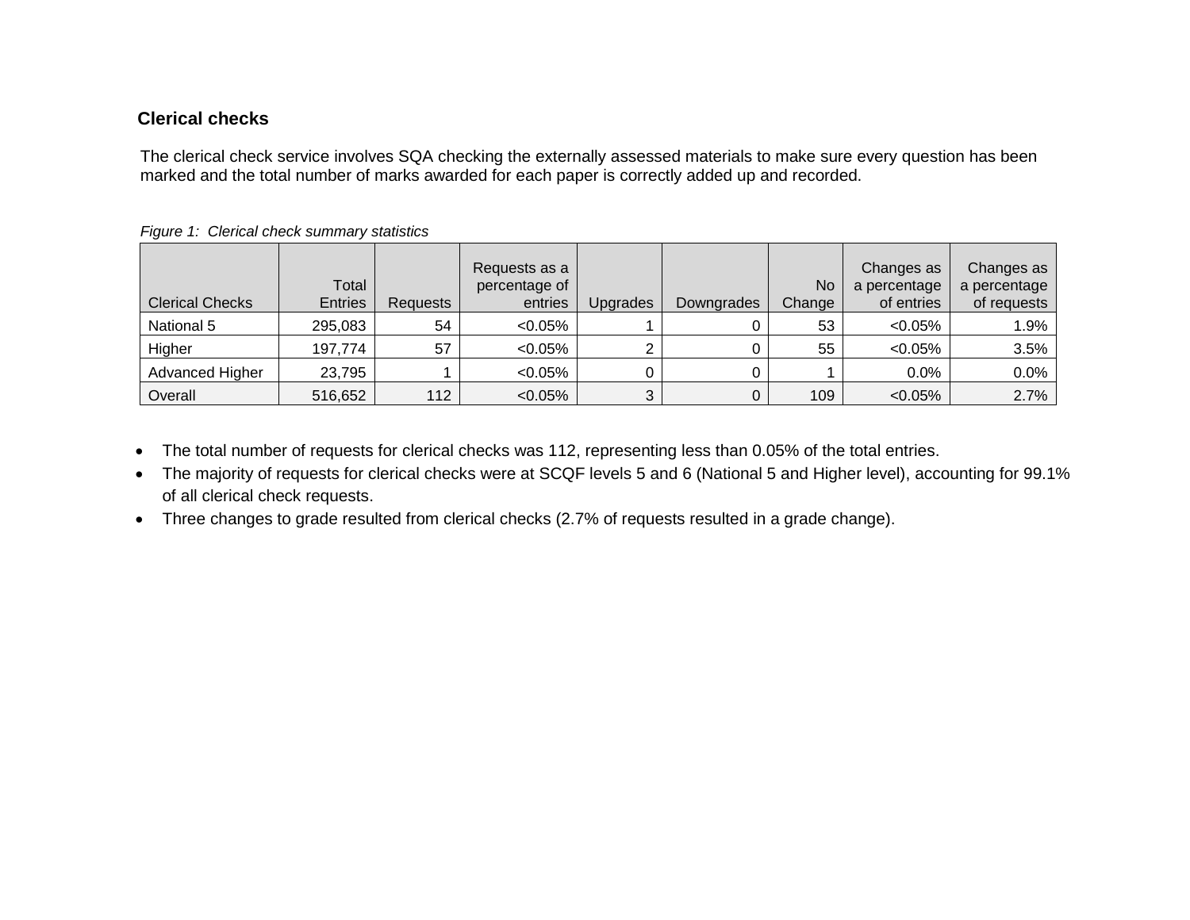## Clerical checks

The clerical check service involves SQA checking the externally assessed materials to make sure every question has been marked and the total number of marks awarded for each paper is correctly added up and recorded.

*Figure 1: Clerical check summary statistics*

| Clerical Checks | Total Entries | Requests | Requests as a percentage of entries | Upgrades | Downgrades | No Change | Changes as a percentage of entries | Changes as a percentage of requests |
|---|---|---|---|---|---|---|---|---|
| National 5 | 295,083 | 54 | <0.05% | 1 | 0 | 53 | <0.05% | 1.9% |
| Higher | 197,774 | 57 | <0.05% | 2 | 0 | 55 | <0.05% | 3.5% |
| Advanced Higher | 23,795 | 1 | <0.05% | 0 | 0 | 1 | 0.0% | 0.0% |
| Overall | 516,652 | 112 | <0.05% | 3 | 0 | 109 | <0.05% | 2.7% |

- The total number of requests for clerical checks was 112, representing less than 0.05% of the total entries.
- The majority of requests for clerical checks were at SCQF levels 5 and 6 (National 5 and Higher level), accounting for 99.1% of all clerical check requests.
- Three changes to grade resulted from clerical checks (2.7% of requests resulted in a grade change).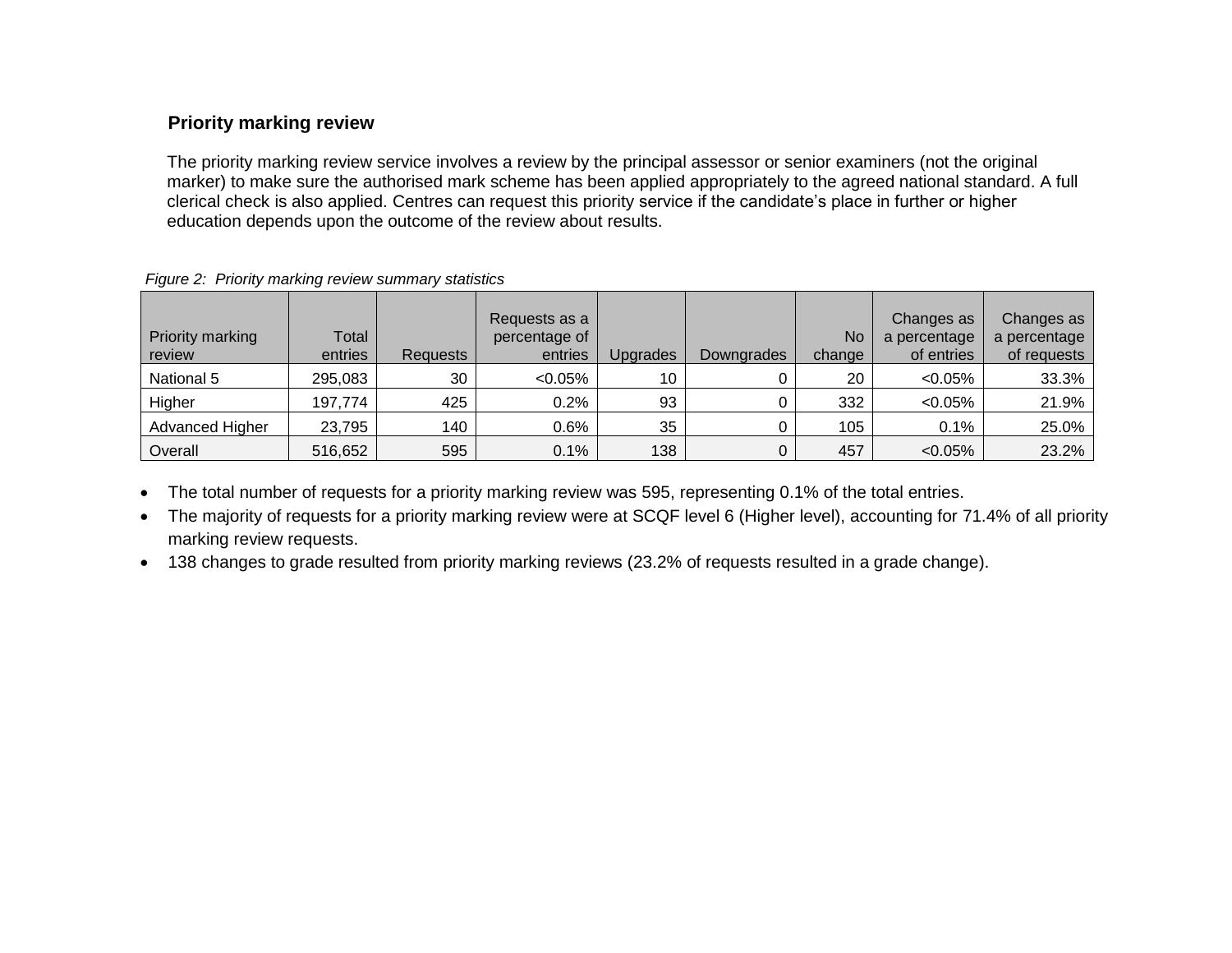## Priority marking review

The priority marking review service involves a review by the principal assessor or senior examiners (not the original marker) to make sure the authorised mark scheme has been applied appropriately to the agreed national standard. A full clerical check is also applied. Centres can request this priority service if the candidate's place in further or higher education depends upon the outcome of the review about results.

*Figure 2: Priority marking review summary statistics*

| Priority marking review | Total entries | Requests | Requests as a percentage of entries | Upgrades | Downgrades | No change | Changes as a percentage of entries | Changes as a percentage of requests |
|---|---|---|---|---|---|---|---|---|
| National 5 | 295,083 | 30 | <0.05% | 10 | 0 | 20 | <0.05% | 33.3% |
| Higher | 197,774 | 425 | 0.2% | 93 | 0 | 332 | <0.05% | 21.9% |
| Advanced Higher | 23,795 | 140 | 0.6% | 35 | 0 | 105 | 0.1% | 25.0% |
| Overall | 516,652 | 595 | 0.1% | 138 | 0 | 457 | <0.05% | 23.2% |

- The total number of requests for a priority marking review was 595, representing 0.1% of the total entries.
- The majority of requests for a priority marking review were at SCQF level 6 (Higher level), accounting for 71.4% of all priority marking review requests.
- 138 changes to grade resulted from priority marking reviews (23.2% of requests resulted in a grade change).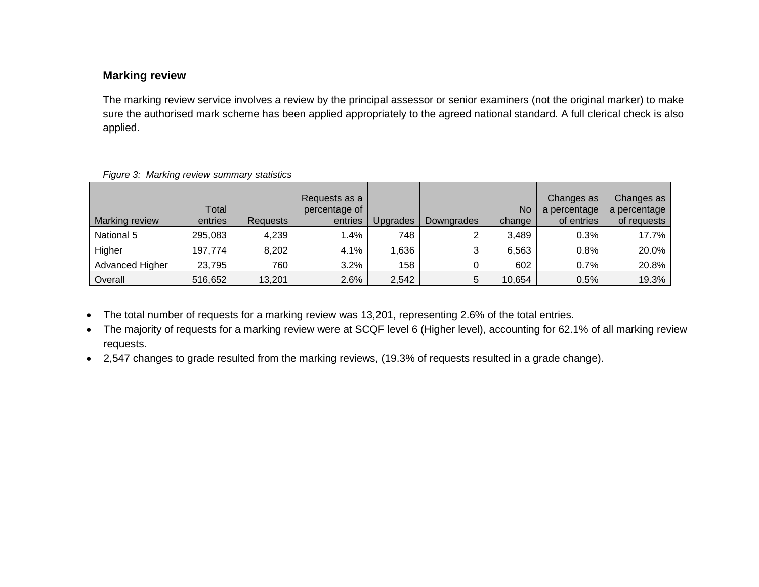## Marking review

The marking review service involves a review by the principal assessor or senior examiners (not the original marker) to make sure the authorised mark scheme has been applied appropriately to the agreed national standard. A full clerical check is also applied.

*Figure 3: Marking review summary statistics*

| Marking review | Total entries | Requests | Requests as a percentage of entries | Upgrades | Downgrades | No change | Changes as a percentage of entries | Changes as a percentage of requests |
|---|---|---|---|---|---|---|---|---|
| National 5 | 295,083 | 4,239 | 1.4% | 748 | 2 | 3,489 | 0.3% | 17.7% |
| Higher | 197,774 | 8,202 | 4.1% | 1,636 | 3 | 6,563 | 0.8% | 20.0% |
| Advanced Higher | 23,795 | 760 | 3.2% | 158 | 0 | 602 | 0.7% | 20.8% |
| Overall | 516,652 | 13,201 | 2.6% | 2,542 | 5 | 10,654 | 0.5% | 19.3% |

- The total number of requests for a marking review was 13,201, representing 2.6% of the total entries.
- The majority of requests for a marking review were at SCQF level 6 (Higher level), accounting for 62.1% of all marking review requests.
- 2,547 changes to grade resulted from the marking reviews, (19.3% of requests resulted in a grade change).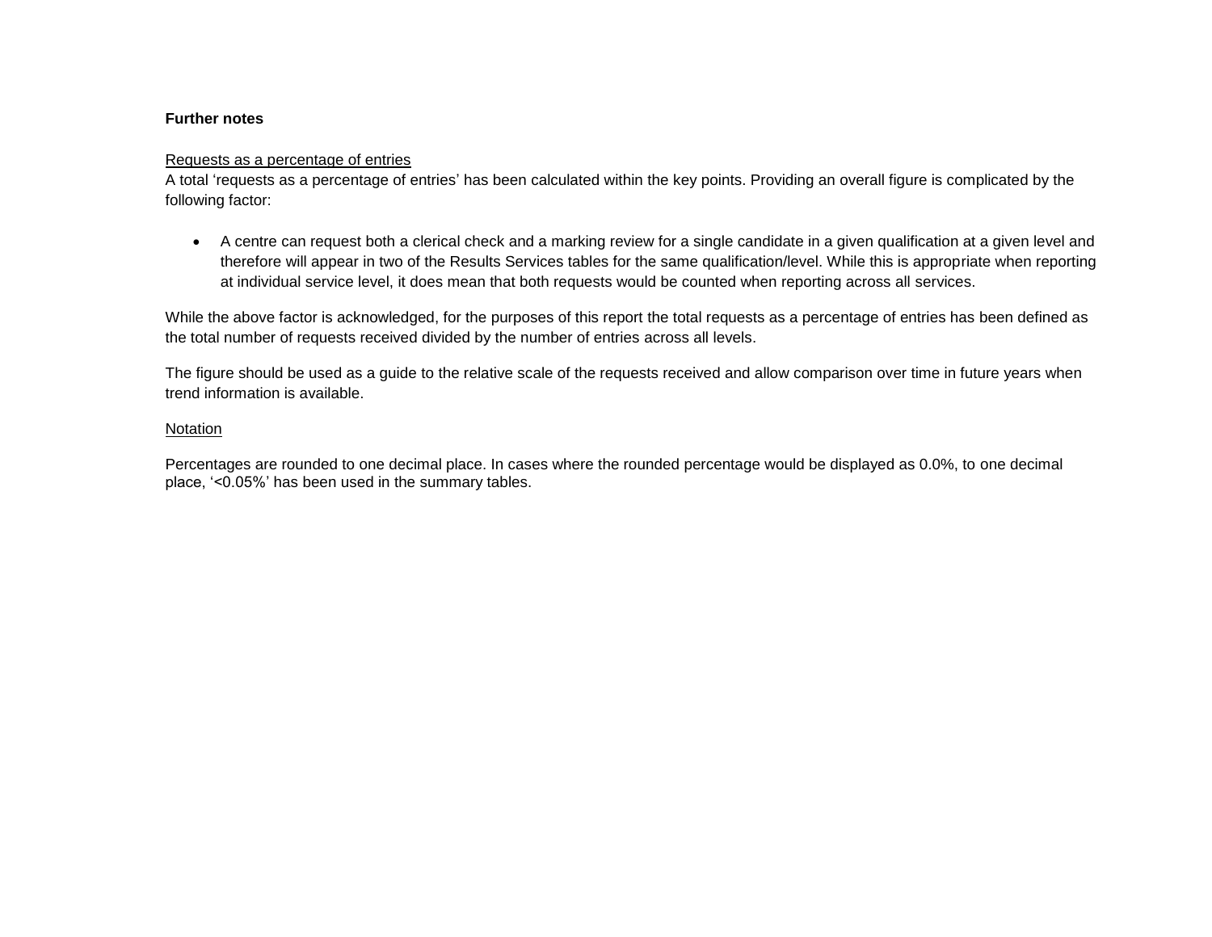**Further notes**

Requests as a percentage of entries

A total 'requests as a percentage of entries' has been calculated within the key points. Providing an overall figure is complicated by the following factor:

- A centre can request both a clerical check and a marking review for a single candidate in a given qualification at a given level and therefore will appear in two of the Results Services tables for the same qualification/level. While this is appropriate when reporting at individual service level, it does mean that both requests would be counted when reporting across all services.

While the above factor is acknowledged, for the purposes of this report the total requests as a percentage of entries has been defined as the total number of requests received divided by the number of entries across all levels.

The figure should be used as a guide to the relative scale of the requests received and allow comparison over time in future years when trend information is available.

Notation

Percentages are rounded to one decimal place. In cases where the rounded percentage would be displayed as 0.0%, to one decimal place, '<0.05%' has been used in the summary tables.